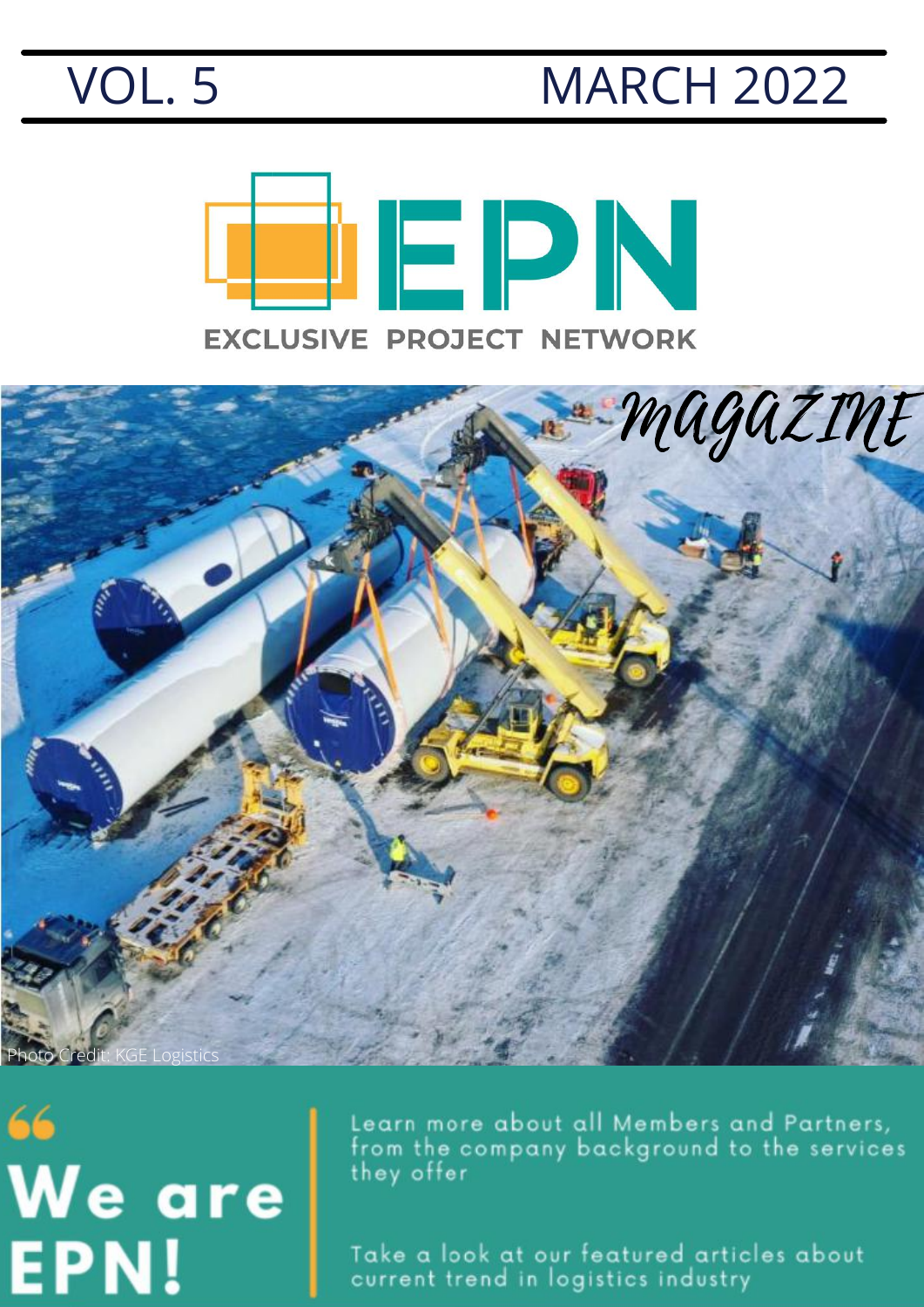VOL. 5 MARCH 2022

# EPN

EXCLUSIVE PROJECT NETWORK

*magazine*

Photo Credit: KGE Logistics

> **We are EPN!**

Learn more about all Members and Partners, from the company background to the services they offer

Take a look at our featured articles about current trend in logistics industry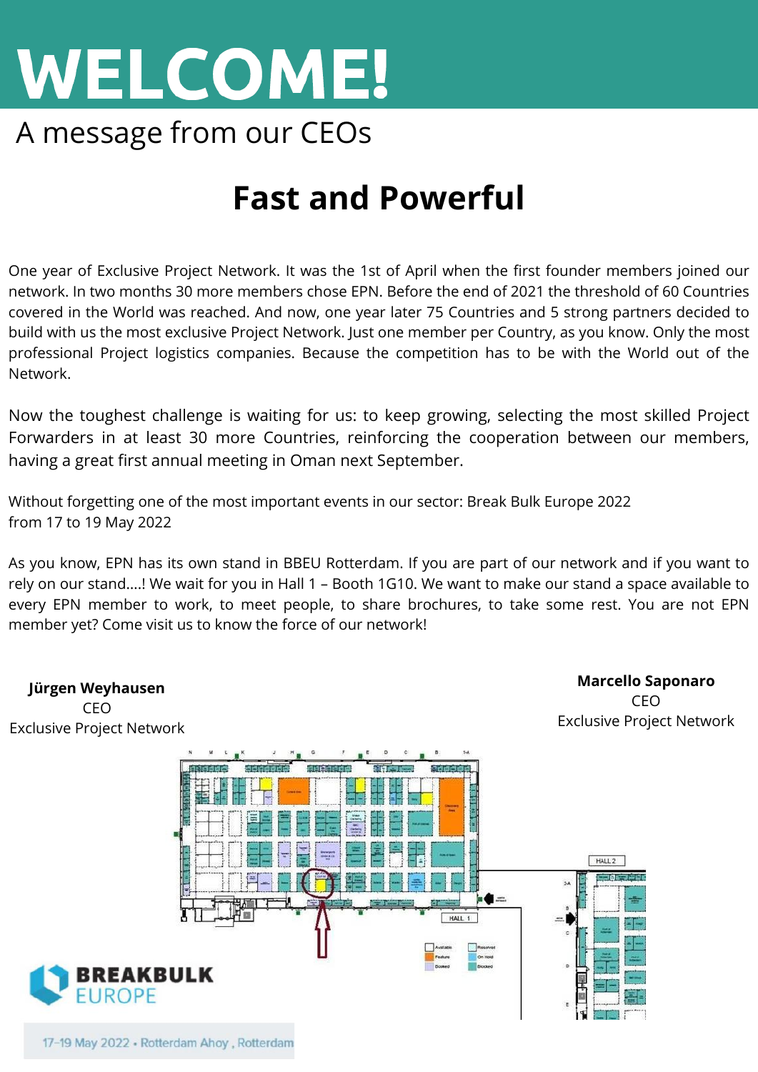# WELCOME!

A message from our CEOs

## Fast and Powerful

One year of Exclusive Project Network. It was the 1st of April when the first founder members joined our network. In two months 30 more members chose EPN. Before the end of 2021 the threshold of 60 Countries covered in the World was reached. And now, one year later 75 Countries and 5 strong partners decided to build with us the most exclusive Project Network. Just one member per Country, as you know. Only the most professional Project logistics companies. Because the competition has to be with the World out of the Network.

Now the toughest challenge is waiting for us: to keep growing, selecting the most skilled Project Forwarders in at least 30 more Countries, reinforcing the cooperation between our members, having a great first annual meeting in Oman next September.

Without forgetting one of the most important events in our sector: Break Bulk Europe 2022 from 17 to 19 May 2022

As you know, EPN has its own stand in BBEU Rotterdam. If you are part of our network and if you want to rely on our stand....! We wait for you in Hall 1 – Booth 1G10. We want to make our stand a space available to every EPN member to work, to meet people, to share brochures, to take some rest. You are not EPN member yet? Come visit us to know the force of our network!

**Jürgen Weyhausen**
CEO
Exclusive Project Network

**Marcello Saponaro**
CEO
Exclusive Project Network

BREAKBULK EUROPE

17-19 May 2022 • Rotterdam Ahoy , Rotterdam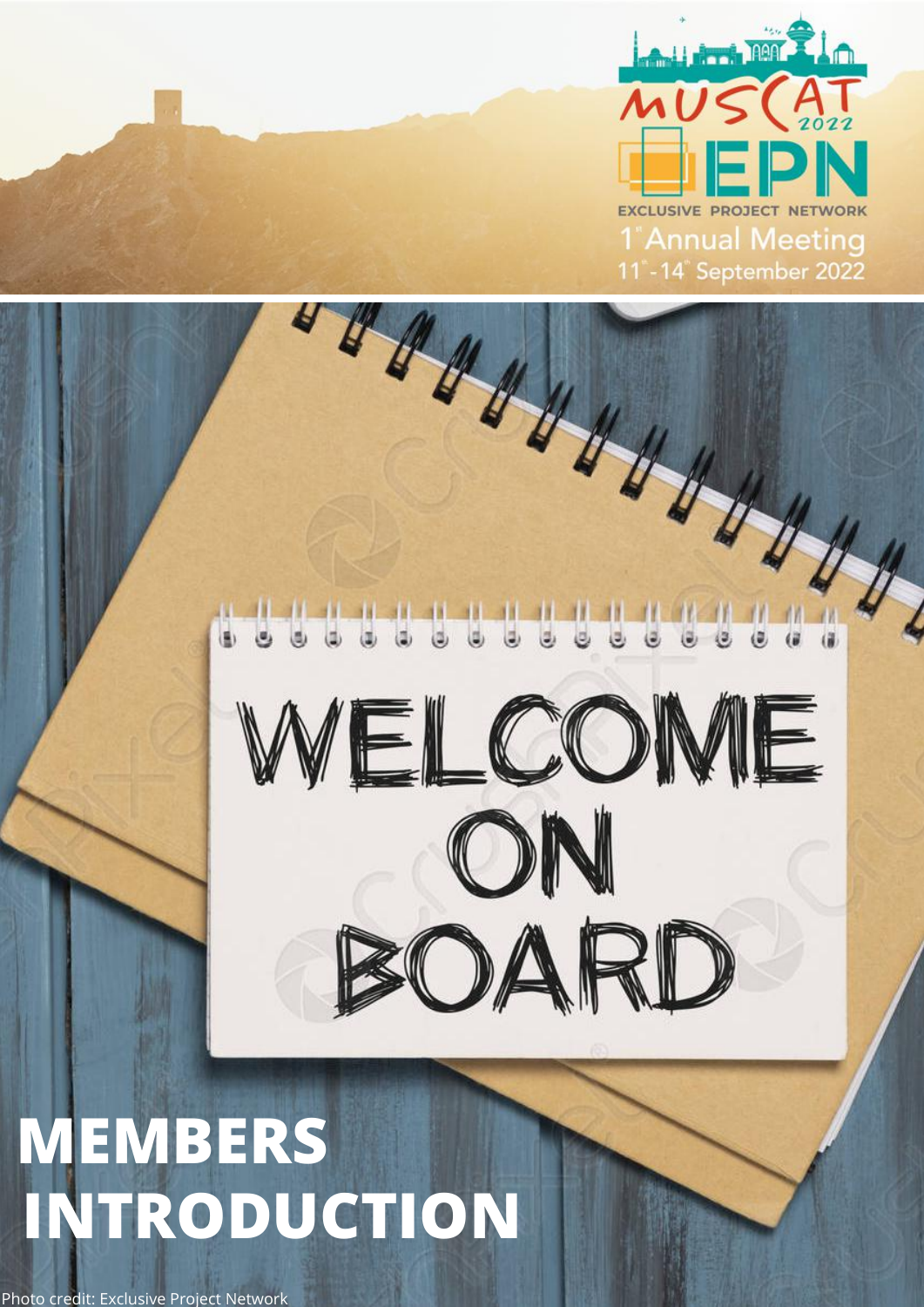MUSCAT 2022

EPN

EXCLUSIVE PROJECT NETWORK

1st Annual Meeting

11th - 14th September 2022

WELCOME ON BOARD

# MEMBERS INTRODUCTION

Photo credit: Exclusive Project Network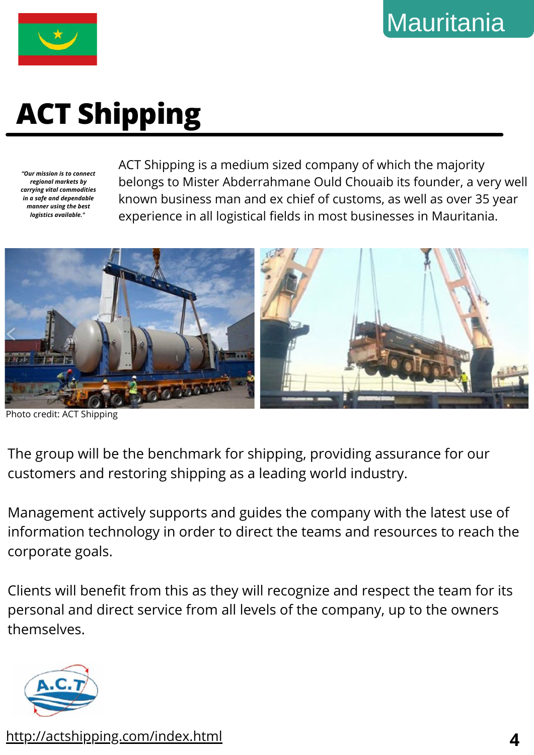Mauritania

# ACT Shipping

*"Our mission is to connect regional markets by carrying vital commodities in a safe and dependable manner using the best logistics available."*

ACT Shipping is a medium sized company of which the majority belongs to Mister Abderrahmane Ould Chouaib its founder, a very well known business man and ex chief of customs, as well as over 35 year experience in all logistical fields in most businesses in Mauritania.

Photo credit: ACT Shipping

The group will be the benchmark for shipping, providing assurance for our customers and restoring shipping as a leading world industry.

Management actively supports and guides the company with the latest use of information technology in order to direct the teams and resources to reach the corporate goals.

Clients will benefit from this as they will recognize and respect the team for its personal and direct service from all levels of the company, up to the owners themselves.

http://actshipping.com/index.html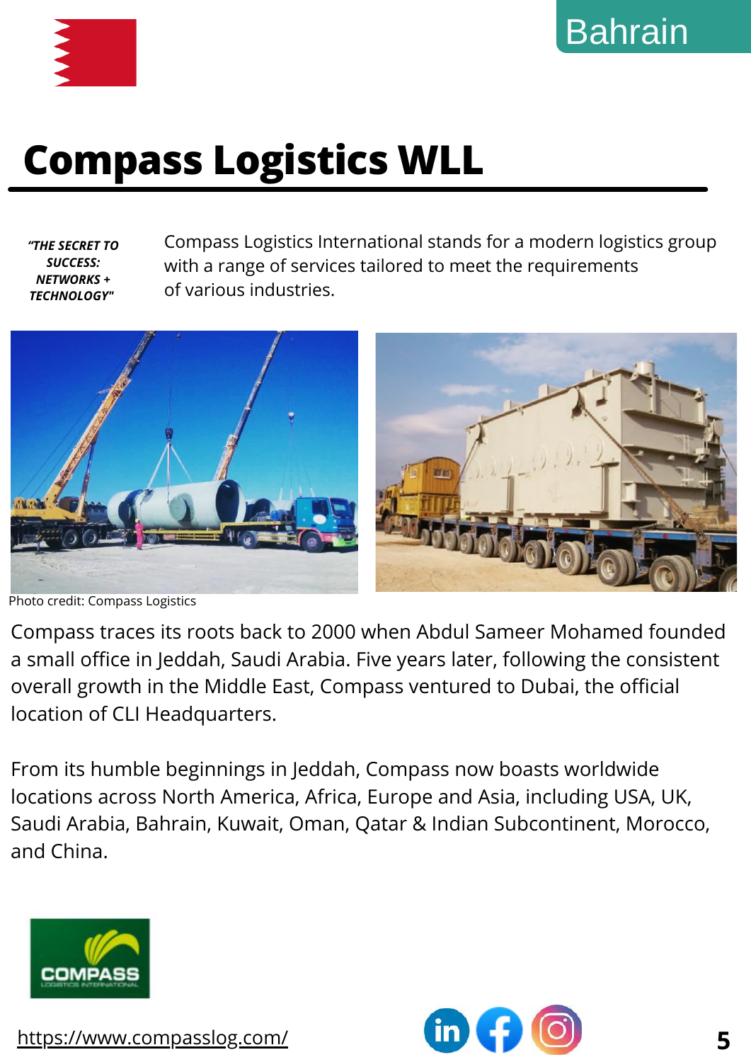Bahrain

# Compass Logistics WLL

***"THE SECRET TO SUCCESS: NETWORKS + TECHNOLOGY"***

Compass Logistics International stands for a modern logistics group with a range of services tailored to meet the requirements of various industries.

Photo credit: Compass Logistics

Compass traces its roots back to 2000 when Abdul Sameer Mohamed founded a small office in Jeddah, Saudi Arabia. Five years later, following the consistent overall growth in the Middle East, Compass ventured to Dubai, the official location of CLI Headquarters.

From its humble beginnings in Jeddah, Compass now boasts worldwide locations across North America, Africa, Europe and Asia, including USA, UK, Saudi Arabia, Bahrain, Kuwait, Oman, Qatar & Indian Subcontinent, Morocco, and China.

https://www.compasslog.com/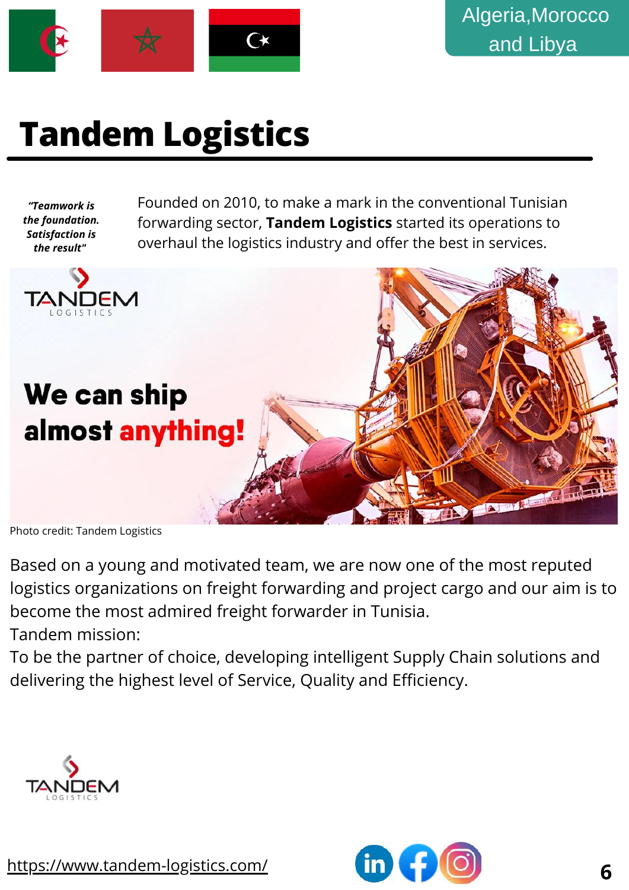Algeria,Morocco and Libya

# Tandem Logistics

*"Teamwork is the foundation. Satisfaction is the result"*

Founded on 2010, to make a mark in the conventional Tunisian forwarding sector, **Tandem Logistics** started its operations to overhaul the logistics industry and offer the best in services.

Photo credit: Tandem Logistics

Based on a young and motivated team, we are now one of the most reputed logistics organizations on freight forwarding and project cargo and our aim is to become the most admired freight forwarder in Tunisia.

Tandem mission:

To be the partner of choice, developing intelligent Supply Chain solutions and delivering the highest level of Service, Quality and Efficiency.

https://www.tandem-logistics.com/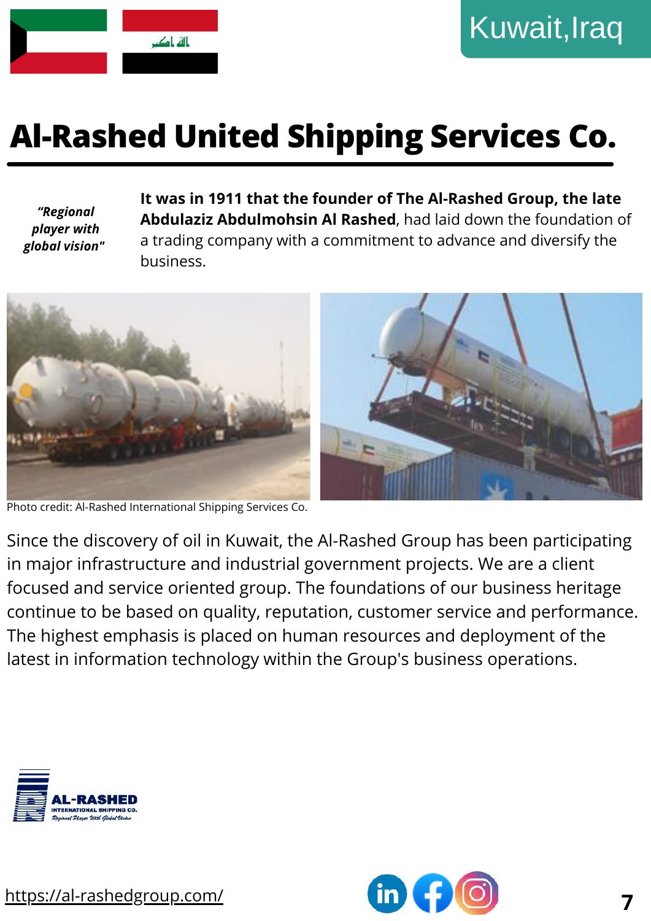Kuwait,Iraq

# Al-Rashed United Shipping Services Co.

*"Regional player with global vision"*

**It was in 1911 that the founder of The Al-Rashed Group, the late Abdulaziz Abdulmohsin Al Rashed**, had laid down the foundation of a trading company with a commitment to advance and diversify the business.

Photo credit: Al-Rashed International Shipping Services Co.

Since the discovery of oil in Kuwait, the Al-Rashed Group has been participating in major infrastructure and industrial government projects. We are a client focused and service oriented group. The foundations of our business heritage continue to be based on quality, reputation, customer service and performance. The highest emphasis is placed on human resources and deployment of the latest in information technology within the Group's business operations.

https://al-rashedgroup.com/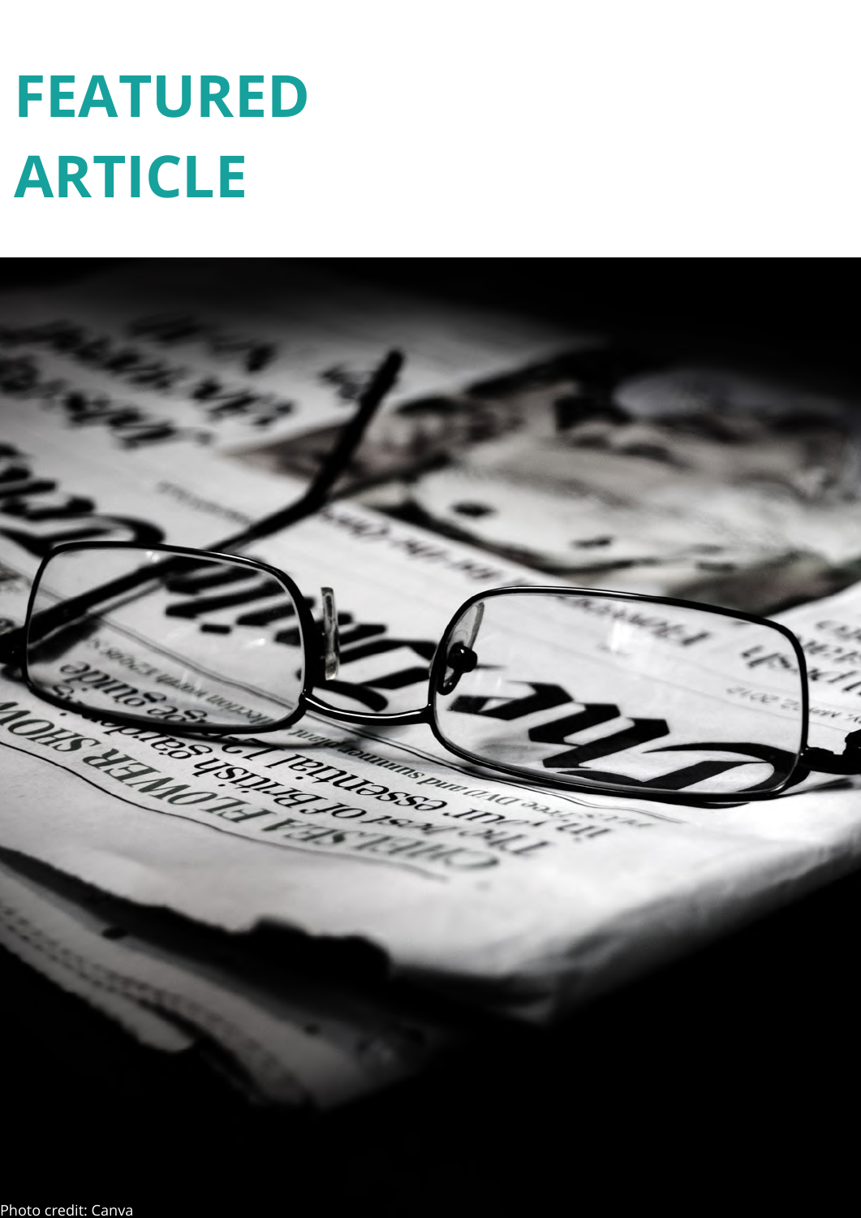# FEATURED ARTICLE

Photo credit: Canva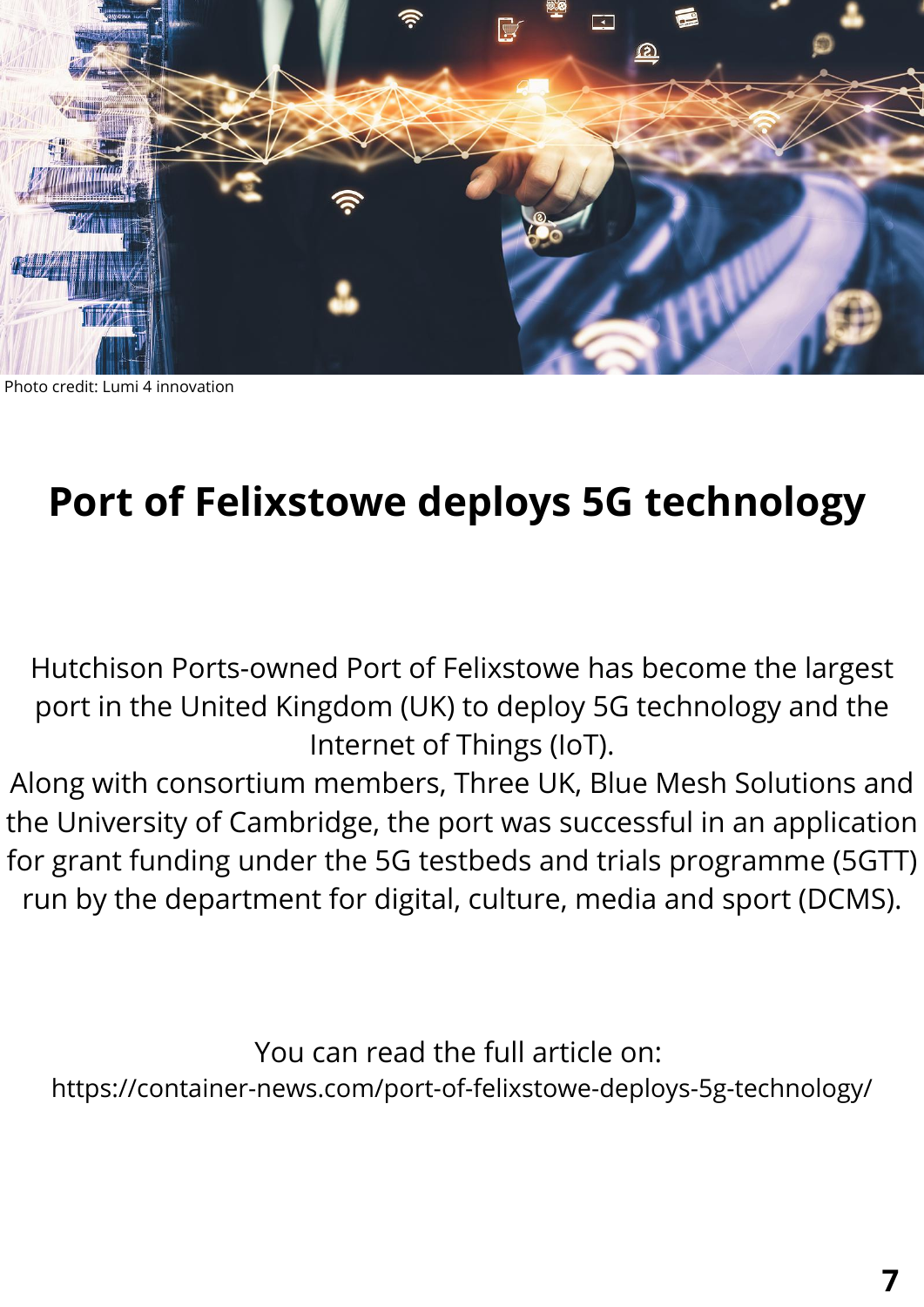Photo credit: Lumi 4 innovation

# Port of Felixstowe deploys 5G technology

Hutchison Ports-owned Port of Felixstowe has become the largest port in the United Kingdom (UK) to deploy 5G technology and the Internet of Things (IoT).

Along with consortium members, Three UK, Blue Mesh Solutions and the University of Cambridge, the port was successful in an application for grant funding under the 5G testbeds and trials programme (5GTT) run by the department for digital, culture, media and sport (DCMS).

You can read the full article on:
https://container-news.com/port-of-felixstowe-deploys-5g-technology/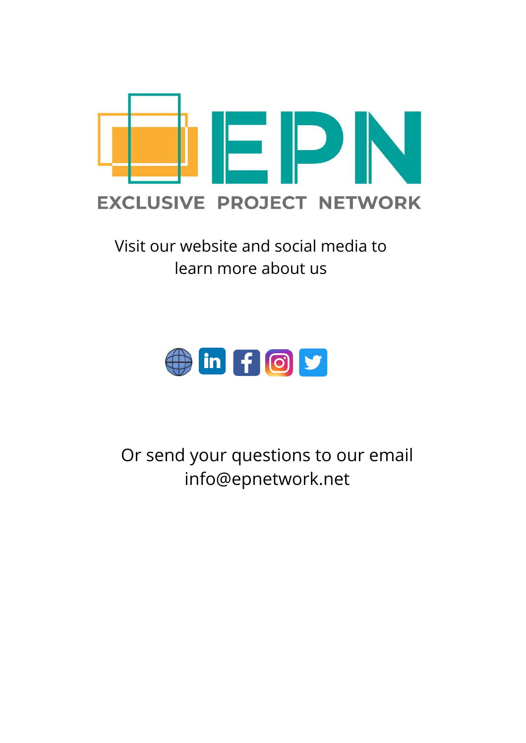EPN

EXCLUSIVE PROJECT NETWORK

Visit our website and social media to learn more about us

Or send your questions to our email info@epnetwork.net